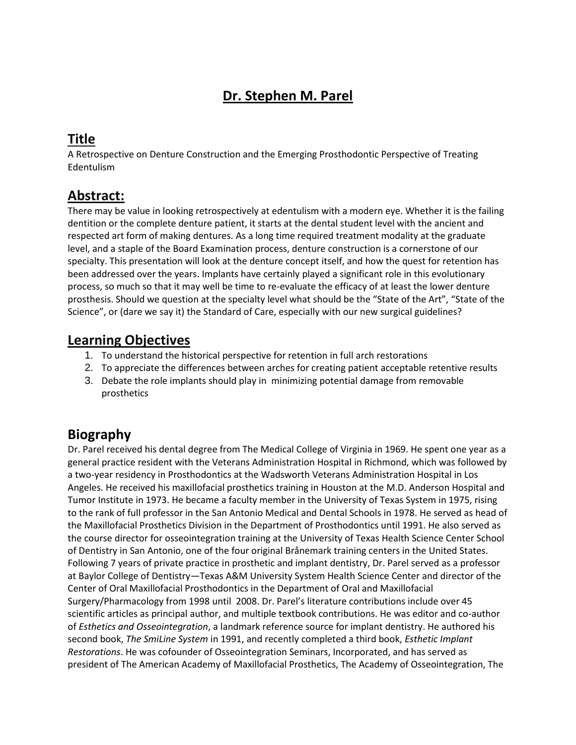# Dr. Stephen M. Parel

## Title

A Retrospective on Denture Construction and the Emerging Prosthodontic Perspective of Treating Edentulism

## Abstract:

There may be value in looking retrospectively at edentulism with a modern eye. Whether it is the failing dentition or the complete denture patient, it starts at the dental student level with the ancient and respected art form of making dentures. As a long time required treatment modality at the graduate level, and a staple of the Board Examination process, denture construction is a cornerstone of our specialty. This presentation will look at the denture concept itself, and how the quest for retention has been addressed over the years. Implants have certainly played a significant role in this evolutionary process, so much so that it may well be time to re-evaluate the efficacy of at least the lower denture prosthesis. Should we question at the specialty level what should be the "State of the Art", "State of the Science", or (dare we say it) the Standard of Care, especially with our new surgical guidelines?

## Learning Objectives

1. To understand the historical perspective for retention in full arch restorations
2. To appreciate the differences between arches for creating patient acceptable retentive results
3. Debate the role implants should play in minimizing potential damage from removable prosthetics

## Biography

Dr. Parel received his dental degree from The Medical College of Virginia in 1969. He spent one year as a general practice resident with the Veterans Administration Hospital in Richmond, which was followed by a two-year residency in Prosthodontics at the Wadsworth Veterans Administration Hospital in Los Angeles. He received his maxillofacial prosthetics training in Houston at the M.D. Anderson Hospital and Tumor Institute in 1973. He became a faculty member in the University of Texas System in 1975, rising to the rank of full professor in the San Antonio Medical and Dental Schools in 1978. He served as head of the Maxillofacial Prosthetics Division in the Department of Prosthodontics until 1991. He also served as the course director for osseointegration training at the University of Texas Health Science Center School of Dentistry in San Antonio, one of the four original Brånemark training centers in the United States. Following 7 years of private practice in prosthetic and implant dentistry, Dr. Parel served as a professor at Baylor College of Dentistry—Texas A&M University System Health Science Center and director of the Center of Oral Maxillofacial Prosthodontics in the Department of Oral and Maxillofacial Surgery/Pharmacology from 1998 until 2008. Dr. Parel's literature contributions include over 45 scientific articles as principal author, and multiple textbook contributions. He was editor and co-author of *Esthetics and Osseointegration*, a landmark reference source for implant dentistry. He authored his second book, *The SmiLine System* in 1991, and recently completed a third book, *Esthetic Implant Restorations*. He was cofounder of Osseointegration Seminars, Incorporated, and has served as president of The American Academy of Maxillofacial Prosthetics, The Academy of Osseointegration, The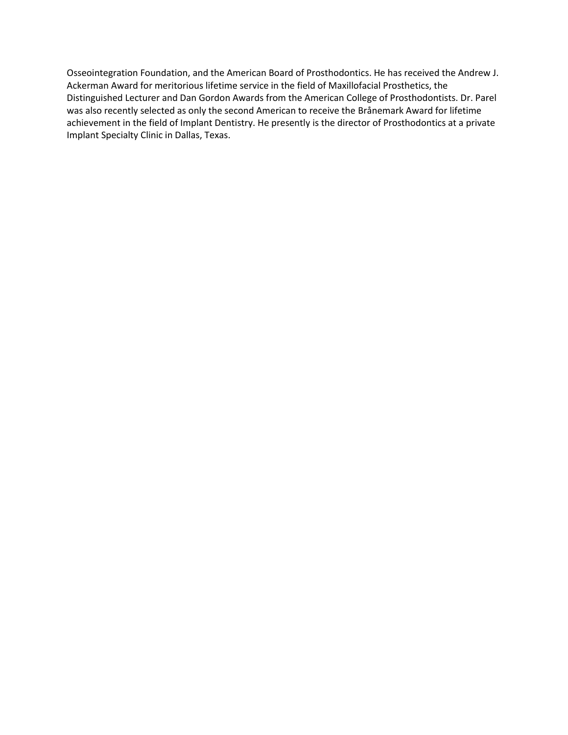Osseointegration Foundation, and the American Board of Prosthodontics. He has received the Andrew J. Ackerman Award for meritorious lifetime service in the field of Maxillofacial Prosthetics, the Distinguished Lecturer and Dan Gordon Awards from the American College of Prosthodontists. Dr. Parel was also recently selected as only the second American to receive the Brånemark Award for lifetime achievement in the field of Implant Dentistry. He presently is the director of Prosthodontics at a private Implant Specialty Clinic in Dallas, Texas.